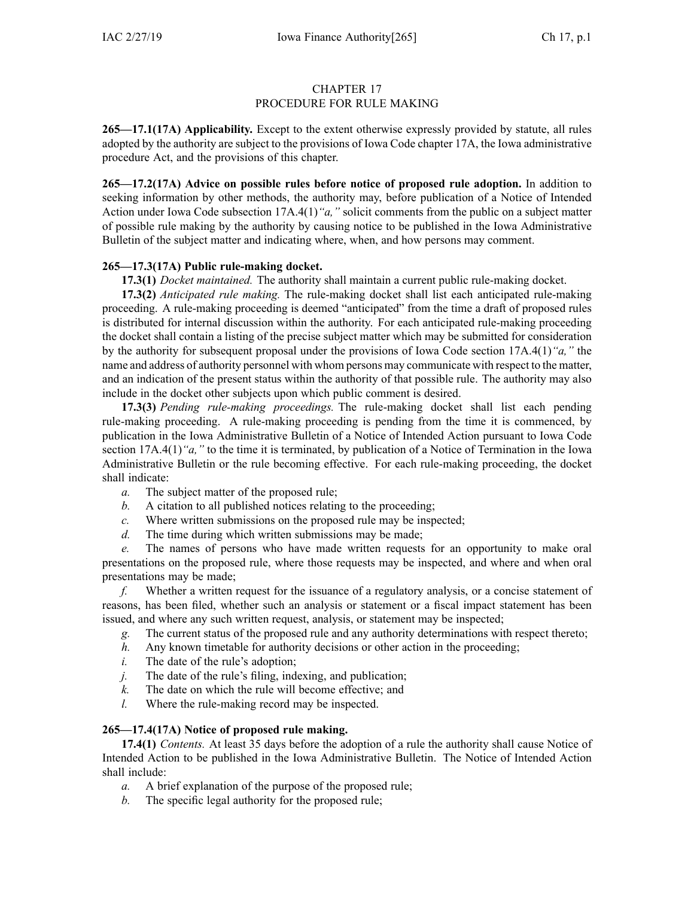# CHAPTER 17
# PROCEDURE FOR RULE MAKING

**265—17.1(17A) Applicability.** Except to the extent otherwise expressly provided by statute, all rules adopted by the authority are subject to the provisions of Iowa Code chapter 17A, the Iowa administrative procedure Act, and the provisions of this chapter.

**265—17.2(17A) Advice on possible rules before notice of proposed rule adoption.** In addition to seeking information by other methods, the authority may, before publication of a Notice of Intended Action under Iowa Code subsection 17A.4(1)*"a,"* solicit comments from the public on a subject matter of possible rule making by the authority by causing notice to be published in the Iowa Administrative Bulletin of the subject matter and indicating where, when, and how persons may comment.

**265—17.3(17A) Public rule-making docket.**

**17.3(1)** *Docket maintained.* The authority shall maintain a current public rule-making docket.

**17.3(2)** *Anticipated rule making.* The rule-making docket shall list each anticipated rule-making proceeding. A rule-making proceeding is deemed "anticipated" from the time a draft of proposed rules is distributed for internal discussion within the authority. For each anticipated rule-making proceeding the docket shall contain a listing of the precise subject matter which may be submitted for consideration by the authority for subsequent proposal under the provisions of Iowa Code section 17A.4(1)*"a,"* the name and address of authority personnel with whom persons may communicate with respect to the matter, and an indication of the present status within the authority of that possible rule. The authority may also include in the docket other subjects upon which public comment is desired.

**17.3(3)** *Pending rule-making proceedings.* The rule-making docket shall list each pending rule-making proceeding. A rule-making proceeding is pending from the time it is commenced, by publication in the Iowa Administrative Bulletin of a Notice of Intended Action pursuant to Iowa Code section 17A.4(1)*"a,"* to the time it is terminated, by publication of a Notice of Termination in the Iowa Administrative Bulletin or the rule becoming effective. For each rule-making proceeding, the docket shall indicate:

*a.* The subject matter of the proposed rule;

*b.* A citation to all published notices relating to the proceeding;

*c.* Where written submissions on the proposed rule may be inspected;

*d.* The time during which written submissions may be made;

*e.* The names of persons who have made written requests for an opportunity to make oral presentations on the proposed rule, where those requests may be inspected, and where and when oral presentations may be made;

*f.* Whether a written request for the issuance of a regulatory analysis, or a concise statement of reasons, has been filed, whether such an analysis or statement or a fiscal impact statement has been issued, and where any such written request, analysis, or statement may be inspected;

*g.* The current status of the proposed rule and any authority determinations with respect thereto;

*h.* Any known timetable for authority decisions or other action in the proceeding;

*i.* The date of the rule's adoption;

*j.* The date of the rule's filing, indexing, and publication;

*k.* The date on which the rule will become effective; and

*l.* Where the rule-making record may be inspected.

**265—17.4(17A) Notice of proposed rule making.**

**17.4(1)** *Contents.* At least 35 days before the adoption of a rule the authority shall cause Notice of Intended Action to be published in the Iowa Administrative Bulletin. The Notice of Intended Action shall include:

*a.* A brief explanation of the purpose of the proposed rule;

*b.* The specific legal authority for the proposed rule;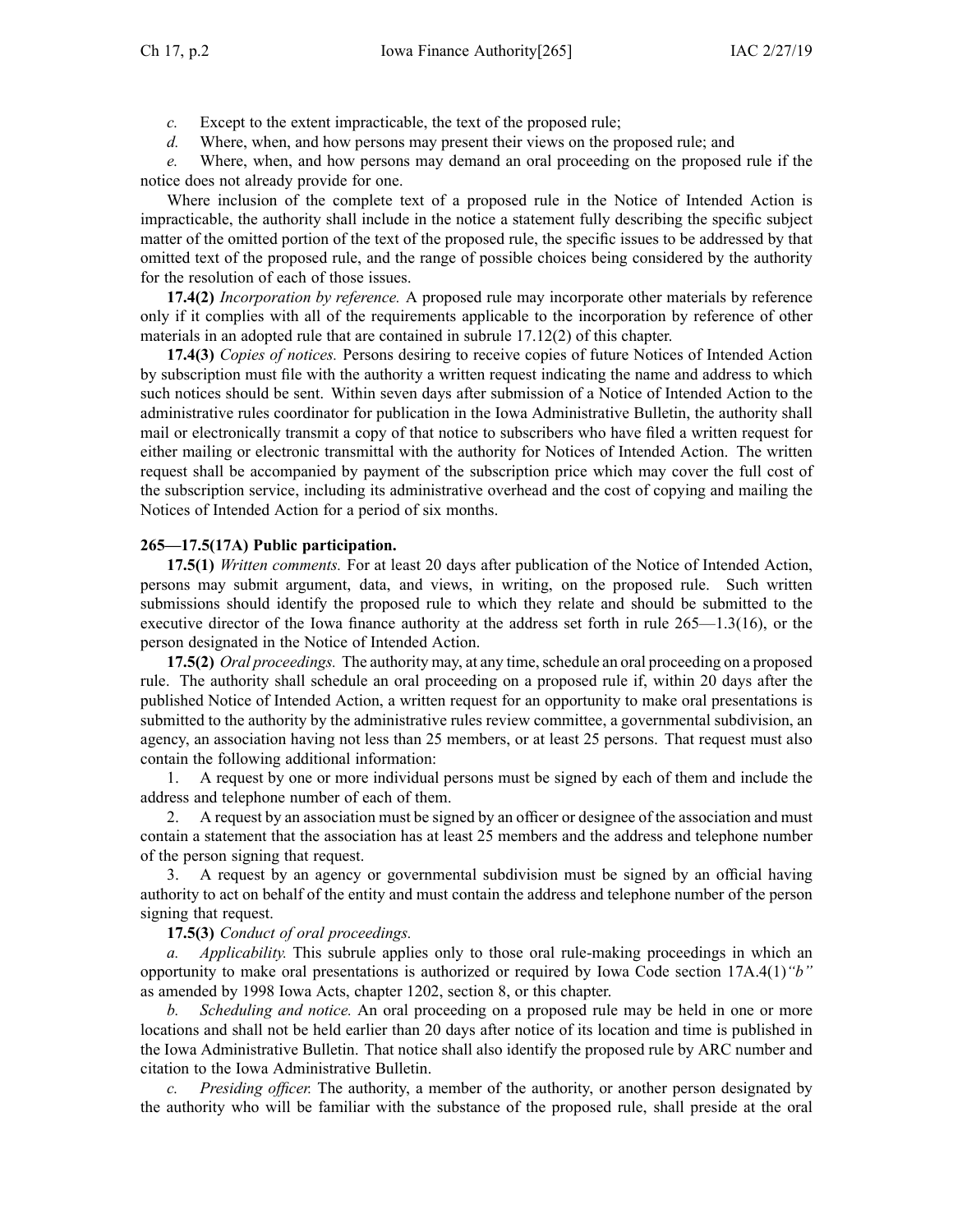*c.* Except to the extent impracticable, the text of the proposed rule;

*d.* Where, when, and how persons may present their views on the proposed rule; and

*e.* Where, when, and how persons may demand an oral proceeding on the proposed rule if the notice does not already provide for one.

Where inclusion of the complete text of a proposed rule in the Notice of Intended Action is impracticable, the authority shall include in the notice a statement fully describing the specific subject matter of the omitted portion of the text of the proposed rule, the specific issues to be addressed by that omitted text of the proposed rule, and the range of possible choices being considered by the authority for the resolution of each of those issues.

**17.4(2)** *Incorporation by reference.* A proposed rule may incorporate other materials by reference only if it complies with all of the requirements applicable to the incorporation by reference of other materials in an adopted rule that are contained in subrule 17.12(2) of this chapter.

**17.4(3)** *Copies of notices.* Persons desiring to receive copies of future Notices of Intended Action by subscription must file with the authority a written request indicating the name and address to which such notices should be sent. Within seven days after submission of a Notice of Intended Action to the administrative rules coordinator for publication in the Iowa Administrative Bulletin, the authority shall mail or electronically transmit a copy of that notice to subscribers who have filed a written request for either mailing or electronic transmittal with the authority for Notices of Intended Action. The written request shall be accompanied by payment of the subscription price which may cover the full cost of the subscription service, including its administrative overhead and the cost of copying and mailing the Notices of Intended Action for a period of six months.

**265—17.5(17A) Public participation.**

**17.5(1)** *Written comments.* For at least 20 days after publication of the Notice of Intended Action, persons may submit argument, data, and views, in writing, on the proposed rule. Such written submissions should identify the proposed rule to which they relate and should be submitted to the executive director of the Iowa finance authority at the address set forth in rule 265—1.3(16), or the person designated in the Notice of Intended Action.

**17.5(2)** *Oral proceedings.* The authority may, at any time, schedule an oral proceeding on a proposed rule. The authority shall schedule an oral proceeding on a proposed rule if, within 20 days after the published Notice of Intended Action, a written request for an opportunity to make oral presentations is submitted to the authority by the administrative rules review committee, a governmental subdivision, an agency, an association having not less than 25 members, or at least 25 persons. That request must also contain the following additional information:

1. A request by one or more individual persons must be signed by each of them and include the address and telephone number of each of them.

2. A request by an association must be signed by an officer or designee of the association and must contain a statement that the association has at least 25 members and the address and telephone number of the person signing that request.

3. A request by an agency or governmental subdivision must be signed by an official having authority to act on behalf of the entity and must contain the address and telephone number of the person signing that request.

**17.5(3)** *Conduct of oral proceedings.*

*a.* *Applicability.* This subrule applies only to those oral rule-making proceedings in which an opportunity to make oral presentations is authorized or required by Iowa Code section 17A.4(1)*"b"* as amended by 1998 Iowa Acts, chapter 1202, section 8, or this chapter.

*b.* *Scheduling and notice.* An oral proceeding on a proposed rule may be held in one or more locations and shall not be held earlier than 20 days after notice of its location and time is published in the Iowa Administrative Bulletin. That notice shall also identify the proposed rule by ARC number and citation to the Iowa Administrative Bulletin.

*c.* *Presiding officer.* The authority, a member of the authority, or another person designated by the authority who will be familiar with the substance of the proposed rule, shall preside at the oral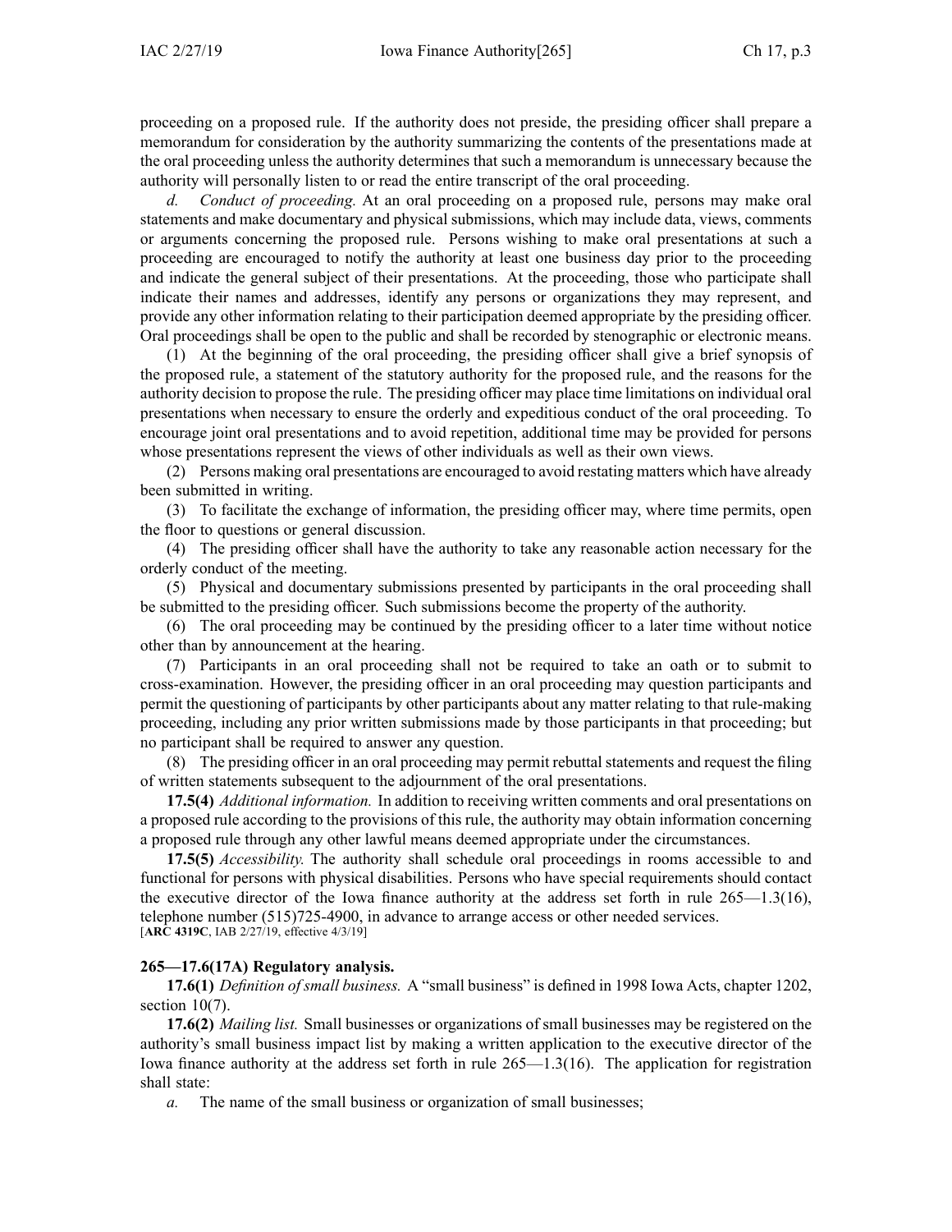proceeding on a proposed rule. If the authority does not preside, the presiding officer shall prepare a memorandum for consideration by the authority summarizing the contents of the presentations made at the oral proceeding unless the authority determines that such a memorandum is unnecessary because the authority will personally listen to or read the entire transcript of the oral proceeding.

*d. Conduct of proceeding.* At an oral proceeding on a proposed rule, persons may make oral statements and make documentary and physical submissions, which may include data, views, comments or arguments concerning the proposed rule. Persons wishing to make oral presentations at such a proceeding are encouraged to notify the authority at least one business day prior to the proceeding and indicate the general subject of their presentations. At the proceeding, those who participate shall indicate their names and addresses, identify any persons or organizations they may represent, and provide any other information relating to their participation deemed appropriate by the presiding officer. Oral proceedings shall be open to the public and shall be recorded by stenographic or electronic means.

(1) At the beginning of the oral proceeding, the presiding officer shall give a brief synopsis of the proposed rule, a statement of the statutory authority for the proposed rule, and the reasons for the authority decision to propose the rule. The presiding officer may place time limitations on individual oral presentations when necessary to ensure the orderly and expeditious conduct of the oral proceeding. To encourage joint oral presentations and to avoid repetition, additional time may be provided for persons whose presentations represent the views of other individuals as well as their own views.

(2) Persons making oral presentations are encouraged to avoid restating matters which have already been submitted in writing.

(3) To facilitate the exchange of information, the presiding officer may, where time permits, open the floor to questions or general discussion.

(4) The presiding officer shall have the authority to take any reasonable action necessary for the orderly conduct of the meeting.

(5) Physical and documentary submissions presented by participants in the oral proceeding shall be submitted to the presiding officer. Such submissions become the property of the authority.

(6) The oral proceeding may be continued by the presiding officer to a later time without notice other than by announcement at the hearing.

(7) Participants in an oral proceeding shall not be required to take an oath or to submit to cross-examination. However, the presiding officer in an oral proceeding may question participants and permit the questioning of participants by other participants about any matter relating to that rule-making proceeding, including any prior written submissions made by those participants in that proceeding; but no participant shall be required to answer any question.

(8) The presiding officer in an oral proceeding may permit rebuttal statements and request the filing of written statements subsequent to the adjournment of the oral presentations.

**17.5(4)** *Additional information.* In addition to receiving written comments and oral presentations on a proposed rule according to the provisions of this rule, the authority may obtain information concerning a proposed rule through any other lawful means deemed appropriate under the circumstances.

**17.5(5)** *Accessibility.* The authority shall schedule oral proceedings in rooms accessible to and functional for persons with physical disabilities. Persons who have special requirements should contact the executive director of the Iowa finance authority at the address set forth in rule 265—1.3(16), telephone number (515)725-4900, in advance to arrange access or other needed services.
[**ARC 4319C**, IAB 2/27/19, effective 4/3/19]

**265—17.6(17A) Regulatory analysis.**

**17.6(1)** *Definition of small business.* A "small business" is defined in 1998 Iowa Acts, chapter 1202, section 10(7).

**17.6(2)** *Mailing list.* Small businesses or organizations of small businesses may be registered on the authority's small business impact list by making a written application to the executive director of the Iowa finance authority at the address set forth in rule 265—1.3(16). The application for registration shall state:

*a.* The name of the small business or organization of small businesses;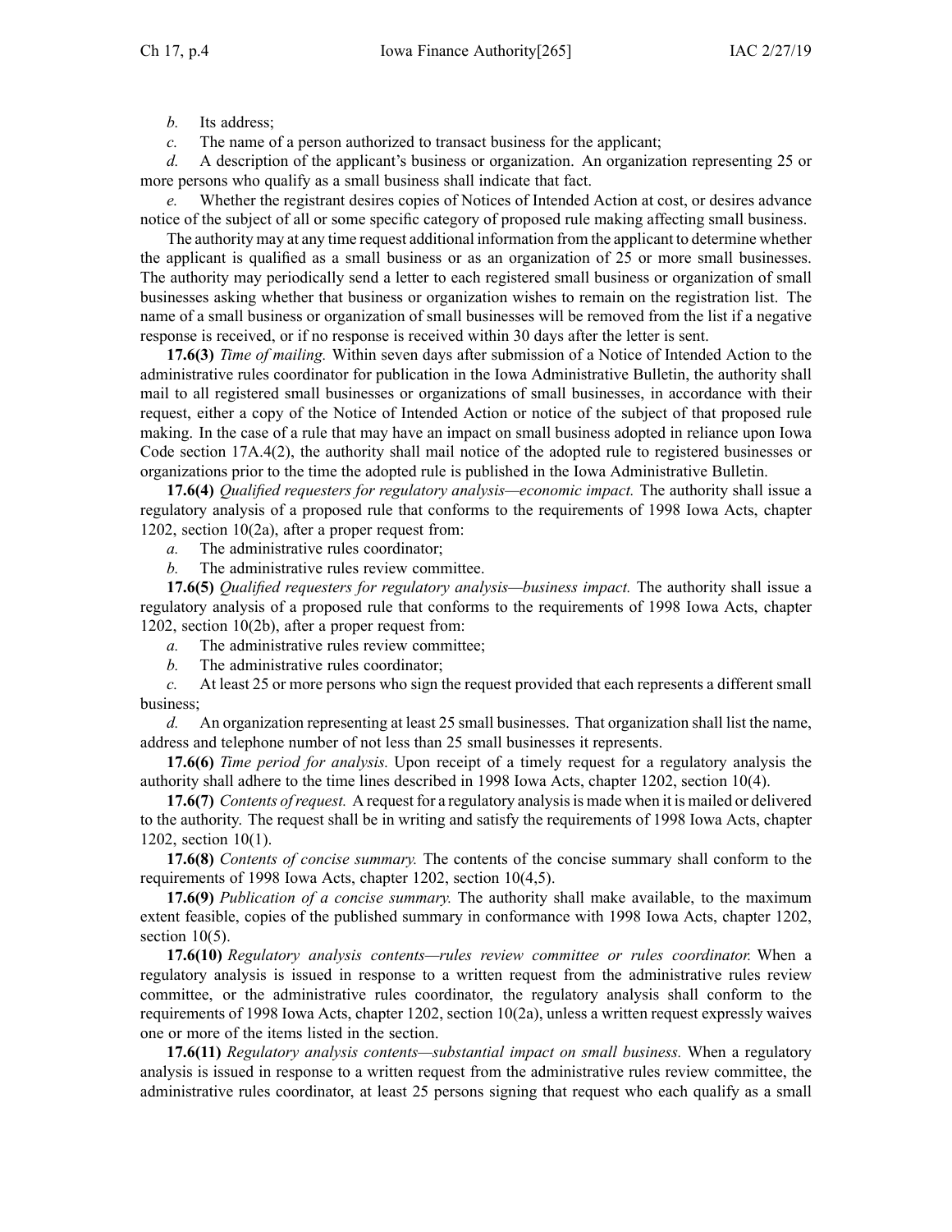*b.* Its address;

*c.* The name of a person authorized to transact business for the applicant;

*d.* A description of the applicant's business or organization. An organization representing 25 or more persons who qualify as a small business shall indicate that fact.

*e.* Whether the registrant desires copies of Notices of Intended Action at cost, or desires advance notice of the subject of all or some specific category of proposed rule making affecting small business.

The authority may at any time request additional information from the applicant to determine whether the applicant is qualified as a small business or as an organization of 25 or more small businesses. The authority may periodically send a letter to each registered small business or organization of small businesses asking whether that business or organization wishes to remain on the registration list. The name of a small business or organization of small businesses will be removed from the list if a negative response is received, or if no response is received within 30 days after the letter is sent.

**17.6(3)** *Time of mailing.* Within seven days after submission of a Notice of Intended Action to the administrative rules coordinator for publication in the Iowa Administrative Bulletin, the authority shall mail to all registered small businesses or organizations of small businesses, in accordance with their request, either a copy of the Notice of Intended Action or notice of the subject of that proposed rule making. In the case of a rule that may have an impact on small business adopted in reliance upon Iowa Code section 17A.4(2), the authority shall mail notice of the adopted rule to registered businesses or organizations prior to the time the adopted rule is published in the Iowa Administrative Bulletin.

**17.6(4)** *Qualified requesters for regulatory analysis—economic impact.* The authority shall issue a regulatory analysis of a proposed rule that conforms to the requirements of 1998 Iowa Acts, chapter 1202, section 10(2a), after a proper request from:

*a.* The administrative rules coordinator;

*b.* The administrative rules review committee.

**17.6(5)** *Qualified requesters for regulatory analysis—business impact.* The authority shall issue a regulatory analysis of a proposed rule that conforms to the requirements of 1998 Iowa Acts, chapter 1202, section 10(2b), after a proper request from:

*a.* The administrative rules review committee;

*b.* The administrative rules coordinator;

*c.* At least 25 or more persons who sign the request provided that each represents a different small business;

*d.* An organization representing at least 25 small businesses. That organization shall list the name, address and telephone number of not less than 25 small businesses it represents.

**17.6(6)** *Time period for analysis.* Upon receipt of a timely request for a regulatory analysis the authority shall adhere to the time lines described in 1998 Iowa Acts, chapter 1202, section 10(4).

**17.6(7)** *Contents of request.* A request for a regulatory analysis is made when it is mailed or delivered to the authority. The request shall be in writing and satisfy the requirements of 1998 Iowa Acts, chapter 1202, section 10(1).

**17.6(8)** *Contents of concise summary.* The contents of the concise summary shall conform to the requirements of 1998 Iowa Acts, chapter 1202, section 10(4,5).

**17.6(9)** *Publication of a concise summary.* The authority shall make available, to the maximum extent feasible, copies of the published summary in conformance with 1998 Iowa Acts, chapter 1202, section 10(5).

**17.6(10)** *Regulatory analysis contents—rules review committee or rules coordinator.* When a regulatory analysis is issued in response to a written request from the administrative rules review committee, or the administrative rules coordinator, the regulatory analysis shall conform to the requirements of 1998 Iowa Acts, chapter 1202, section 10(2a), unless a written request expressly waives one or more of the items listed in the section.

**17.6(11)** *Regulatory analysis contents—substantial impact on small business.* When a regulatory analysis is issued in response to a written request from the administrative rules review committee, the administrative rules coordinator, at least 25 persons signing that request who each qualify as a small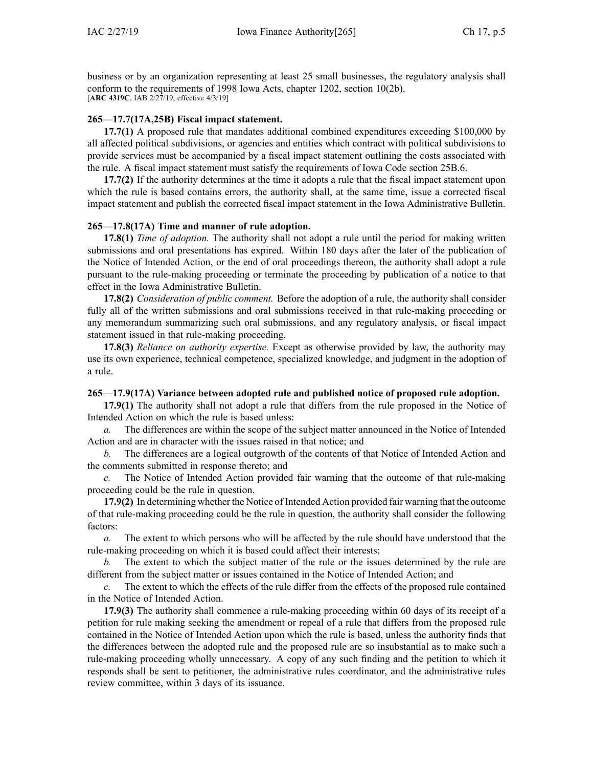business or by an organization representing at least 25 small businesses, the regulatory analysis shall conform to the requirements of 1998 Iowa Acts, chapter 1202, section 10(2b).
[**ARC 4319C**, IAB 2/27/19, effective 4/3/19]

### 265—17.7(17A,25B) Fiscal impact statement.

**17.7(1)** A proposed rule that mandates additional combined expenditures exceeding $100,000 by all affected political subdivisions, or agencies and entities which contract with political subdivisions to provide services must be accompanied by a fiscal impact statement outlining the costs associated with the rule. A fiscal impact statement must satisfy the requirements of Iowa Code section 25B.6.

**17.7(2)** If the authority determines at the time it adopts a rule that the fiscal impact statement upon which the rule is based contains errors, the authority shall, at the same time, issue a corrected fiscal impact statement and publish the corrected fiscal impact statement in the Iowa Administrative Bulletin.

### 265—17.8(17A) Time and manner of rule adoption.

**17.8(1)** *Time of adoption.* The authority shall not adopt a rule until the period for making written submissions and oral presentations has expired. Within 180 days after the later of the publication of the Notice of Intended Action, or the end of oral proceedings thereon, the authority shall adopt a rule pursuant to the rule-making proceeding or terminate the proceeding by publication of a notice to that effect in the Iowa Administrative Bulletin.

**17.8(2)** *Consideration of public comment.* Before the adoption of a rule, the authority shall consider fully all of the written submissions and oral submissions received in that rule-making proceeding or any memorandum summarizing such oral submissions, and any regulatory analysis, or fiscal impact statement issued in that rule-making proceeding.

**17.8(3)** *Reliance on authority expertise.* Except as otherwise provided by law, the authority may use its own experience, technical competence, specialized knowledge, and judgment in the adoption of a rule.

### 265—17.9(17A) Variance between adopted rule and published notice of proposed rule adoption.

**17.9(1)** The authority shall not adopt a rule that differs from the rule proposed in the Notice of Intended Action on which the rule is based unless:

*a.* The differences are within the scope of the subject matter announced in the Notice of Intended Action and are in character with the issues raised in that notice; and

*b.* The differences are a logical outgrowth of the contents of that Notice of Intended Action and the comments submitted in response thereto; and

*c.* The Notice of Intended Action provided fair warning that the outcome of that rule-making proceeding could be the rule in question.

**17.9(2)** In determining whether the Notice of Intended Action provided fair warning that the outcome of that rule-making proceeding could be the rule in question, the authority shall consider the following factors:

*a.* The extent to which persons who will be affected by the rule should have understood that the rule-making proceeding on which it is based could affect their interests;

*b.* The extent to which the subject matter of the rule or the issues determined by the rule are different from the subject matter or issues contained in the Notice of Intended Action; and

*c.* The extent to which the effects of the rule differ from the effects of the proposed rule contained in the Notice of Intended Action.

**17.9(3)** The authority shall commence a rule-making proceeding within 60 days of its receipt of a petition for rule making seeking the amendment or repeal of a rule that differs from the proposed rule contained in the Notice of Intended Action upon which the rule is based, unless the authority finds that the differences between the adopted rule and the proposed rule are so insubstantial as to make such a rule-making proceeding wholly unnecessary. A copy of any such finding and the petition to which it responds shall be sent to petitioner, the administrative rules coordinator, and the administrative rules review committee, within 3 days of its issuance.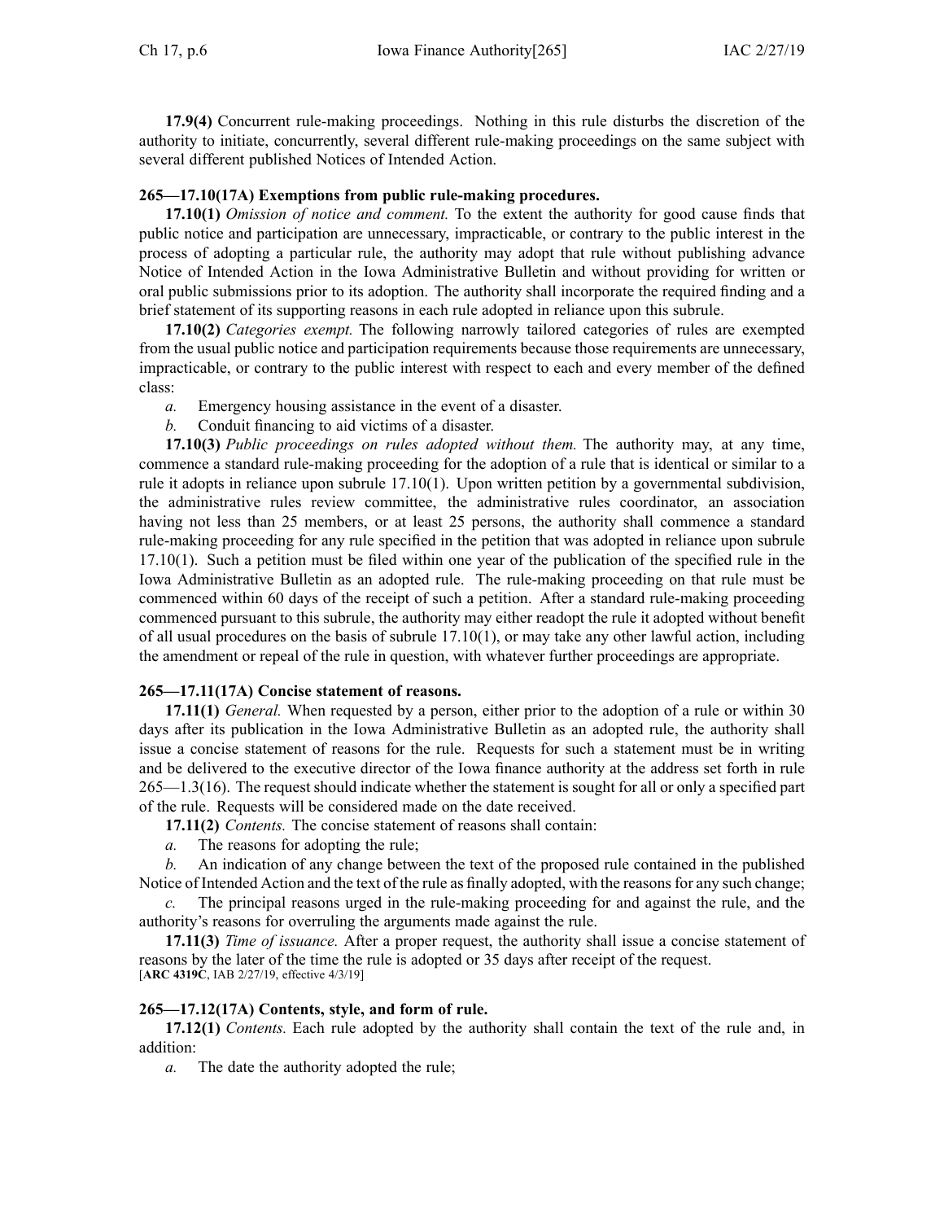**17.9(4)** Concurrent rule-making proceedings. Nothing in this rule disturbs the discretion of the authority to initiate, concurrently, several different rule-making proceedings on the same subject with several different published Notices of Intended Action.

**265—17.10(17A) Exemptions from public rule-making procedures.**

**17.10(1)** *Omission of notice and comment.* To the extent the authority for good cause finds that public notice and participation are unnecessary, impracticable, or contrary to the public interest in the process of adopting a particular rule, the authority may adopt that rule without publishing advance Notice of Intended Action in the Iowa Administrative Bulletin and without providing for written or oral public submissions prior to its adoption. The authority shall incorporate the required finding and a brief statement of its supporting reasons in each rule adopted in reliance upon this subrule.

**17.10(2)** *Categories exempt.* The following narrowly tailored categories of rules are exempted from the usual public notice and participation requirements because those requirements are unnecessary, impracticable, or contrary to the public interest with respect to each and every member of the defined class:

*a.* Emergency housing assistance in the event of a disaster.

*b.* Conduit financing to aid victims of a disaster.

**17.10(3)** *Public proceedings on rules adopted without them.* The authority may, at any time, commence a standard rule-making proceeding for the adoption of a rule that is identical or similar to a rule it adopts in reliance upon subrule 17.10(1). Upon written petition by a governmental subdivision, the administrative rules review committee, the administrative rules coordinator, an association having not less than 25 members, or at least 25 persons, the authority shall commence a standard rule-making proceeding for any rule specified in the petition that was adopted in reliance upon subrule 17.10(1). Such a petition must be filed within one year of the publication of the specified rule in the Iowa Administrative Bulletin as an adopted rule. The rule-making proceeding on that rule must be commenced within 60 days of the receipt of such a petition. After a standard rule-making proceeding commenced pursuant to this subrule, the authority may either readopt the rule it adopted without benefit of all usual procedures on the basis of subrule 17.10(1), or may take any other lawful action, including the amendment or repeal of the rule in question, with whatever further proceedings are appropriate.

**265—17.11(17A) Concise statement of reasons.**

**17.11(1)** *General.* When requested by a person, either prior to the adoption of a rule or within 30 days after its publication in the Iowa Administrative Bulletin as an adopted rule, the authority shall issue a concise statement of reasons for the rule. Requests for such a statement must be in writing and be delivered to the executive director of the Iowa finance authority at the address set forth in rule 265—1.3(16). The request should indicate whether the statement is sought for all or only a specified part of the rule. Requests will be considered made on the date received.

**17.11(2)** *Contents.* The concise statement of reasons shall contain:

*a.* The reasons for adopting the rule;

*b.* An indication of any change between the text of the proposed rule contained in the published Notice of Intended Action and the text of the rule as finally adopted, with the reasons for any such change;

*c.* The principal reasons urged in the rule-making proceeding for and against the rule, and the authority's reasons for overruling the arguments made against the rule.

**17.11(3)** *Time of issuance.* After a proper request, the authority shall issue a concise statement of reasons by the later of the time the rule is adopted or 35 days after receipt of the request.
[**ARC 4319C**, IAB 2/27/19, effective 4/3/19]

**265—17.12(17A) Contents, style, and form of rule.**

**17.12(1)** *Contents.* Each rule adopted by the authority shall contain the text of the rule and, in addition:

*a.* The date the authority adopted the rule;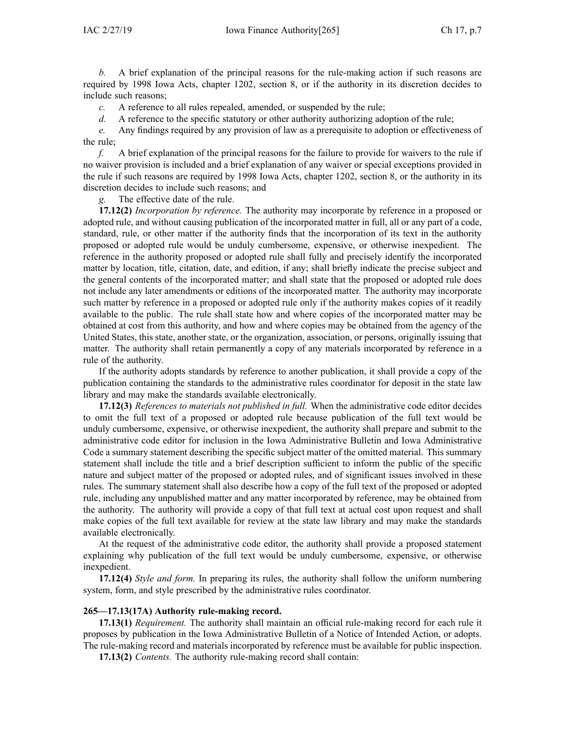*b.* A brief explanation of the principal reasons for the rule-making action if such reasons are required by 1998 Iowa Acts, chapter 1202, section 8, or if the authority in its discretion decides to include such reasons;

*c.* A reference to all rules repealed, amended, or suspended by the rule;

*d.* A reference to the specific statutory or other authority authorizing adoption of the rule;

*e.* Any findings required by any provision of law as a prerequisite to adoption or effectiveness of the rule;

*f.* A brief explanation of the principal reasons for the failure to provide for waivers to the rule if no waiver provision is included and a brief explanation of any waiver or special exceptions provided in the rule if such reasons are required by 1998 Iowa Acts, chapter 1202, section 8, or the authority in its discretion decides to include such reasons; and

*g.* The effective date of the rule.

**17.12(2)** *Incorporation by reference.* The authority may incorporate by reference in a proposed or adopted rule, and without causing publication of the incorporated matter in full, all or any part of a code, standard, rule, or other matter if the authority finds that the incorporation of its text in the authority proposed or adopted rule would be unduly cumbersome, expensive, or otherwise inexpedient. The reference in the authority proposed or adopted rule shall fully and precisely identify the incorporated matter by location, title, citation, date, and edition, if any; shall briefly indicate the precise subject and the general contents of the incorporated matter; and shall state that the proposed or adopted rule does not include any later amendments or editions of the incorporated matter. The authority may incorporate such matter by reference in a proposed or adopted rule only if the authority makes copies of it readily available to the public. The rule shall state how and where copies of the incorporated matter may be obtained at cost from this authority, and how and where copies may be obtained from the agency of the United States, this state, another state, or the organization, association, or persons, originally issuing that matter. The authority shall retain permanently a copy of any materials incorporated by reference in a rule of the authority.

If the authority adopts standards by reference to another publication, it shall provide a copy of the publication containing the standards to the administrative rules coordinator for deposit in the state law library and may make the standards available electronically.

**17.12(3)** *References to materials not published in full.* When the administrative code editor decides to omit the full text of a proposed or adopted rule because publication of the full text would be unduly cumbersome, expensive, or otherwise inexpedient, the authority shall prepare and submit to the administrative code editor for inclusion in the Iowa Administrative Bulletin and Iowa Administrative Code a summary statement describing the specific subject matter of the omitted material. This summary statement shall include the title and a brief description sufficient to inform the public of the specific nature and subject matter of the proposed or adopted rules, and of significant issues involved in these rules. The summary statement shall also describe how a copy of the full text of the proposed or adopted rule, including any unpublished matter and any matter incorporated by reference, may be obtained from the authority. The authority will provide a copy of that full text at actual cost upon request and shall make copies of the full text available for review at the state law library and may make the standards available electronically.

At the request of the administrative code editor, the authority shall provide a proposed statement explaining why publication of the full text would be unduly cumbersome, expensive, or otherwise inexpedient.

**17.12(4)** *Style and form.* In preparing its rules, the authority shall follow the uniform numbering system, form, and style prescribed by the administrative rules coordinator.

**265—17.13(17A) Authority rule-making record.**

**17.13(1)** *Requirement.* The authority shall maintain an official rule-making record for each rule it proposes by publication in the Iowa Administrative Bulletin of a Notice of Intended Action, or adopts. The rule-making record and materials incorporated by reference must be available for public inspection.

**17.13(2)** *Contents.* The authority rule-making record shall contain: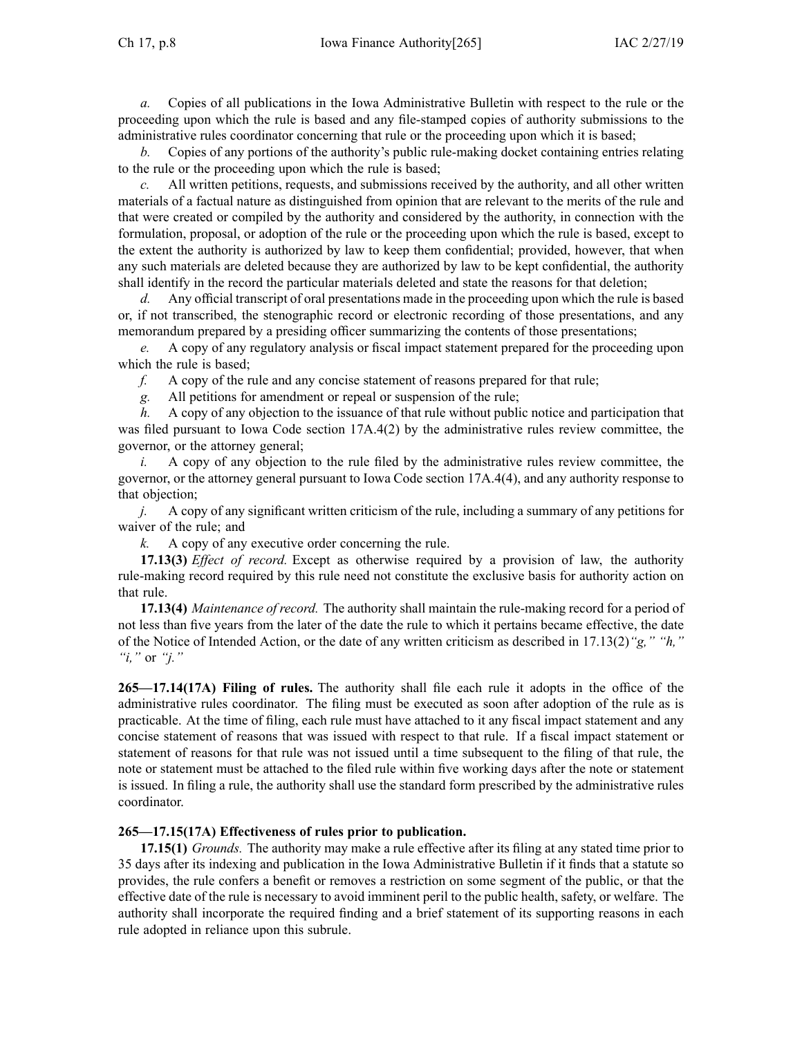*a.* Copies of all publications in the Iowa Administrative Bulletin with respect to the rule or the proceeding upon which the rule is based and any file-stamped copies of authority submissions to the administrative rules coordinator concerning that rule or the proceeding upon which it is based;

*b.* Copies of any portions of the authority's public rule-making docket containing entries relating to the rule or the proceeding upon which the rule is based;

*c.* All written petitions, requests, and submissions received by the authority, and all other written materials of a factual nature as distinguished from opinion that are relevant to the merits of the rule and that were created or compiled by the authority and considered by the authority, in connection with the formulation, proposal, or adoption of the rule or the proceeding upon which the rule is based, except to the extent the authority is authorized by law to keep them confidential; provided, however, that when any such materials are deleted because they are authorized by law to be kept confidential, the authority shall identify in the record the particular materials deleted and state the reasons for that deletion;

*d.* Any official transcript of oral presentations made in the proceeding upon which the rule is based or, if not transcribed, the stenographic record or electronic recording of those presentations, and any memorandum prepared by a presiding officer summarizing the contents of those presentations;

*e.* A copy of any regulatory analysis or fiscal impact statement prepared for the proceeding upon which the rule is based;

*f.* A copy of the rule and any concise statement of reasons prepared for that rule;

*g.* All petitions for amendment or repeal or suspension of the rule;

*h.* A copy of any objection to the issuance of that rule without public notice and participation that was filed pursuant to Iowa Code section 17A.4(2) by the administrative rules review committee, the governor, or the attorney general;

*i.* A copy of any objection to the rule filed by the administrative rules review committee, the governor, or the attorney general pursuant to Iowa Code section 17A.4(4), and any authority response to that objection;

*j.* A copy of any significant written criticism of the rule, including a summary of any petitions for waiver of the rule; and

*k.* A copy of any executive order concerning the rule.

**17.13(3)** *Effect of record.* Except as otherwise required by a provision of law, the authority rule-making record required by this rule need not constitute the exclusive basis for authority action on that rule.

**17.13(4)** *Maintenance of record.* The authority shall maintain the rule-making record for a period of not less than five years from the later of the date the rule to which it pertains became effective, the date of the Notice of Intended Action, or the date of any written criticism as described in 17.13(2)*"g," "h," "i,"* or *"j."*

**265—17.14(17A) Filing of rules.** The authority shall file each rule it adopts in the office of the administrative rules coordinator. The filing must be executed as soon after adoption of the rule as is practicable. At the time of filing, each rule must have attached to it any fiscal impact statement and any concise statement of reasons that was issued with respect to that rule. If a fiscal impact statement or statement of reasons for that rule was not issued until a time subsequent to the filing of that rule, the note or statement must be attached to the filed rule within five working days after the note or statement is issued. In filing a rule, the authority shall use the standard form prescribed by the administrative rules coordinator.

**265—17.15(17A) Effectiveness of rules prior to publication.**

**17.15(1)** *Grounds.* The authority may make a rule effective after its filing at any stated time prior to 35 days after its indexing and publication in the Iowa Administrative Bulletin if it finds that a statute so provides, the rule confers a benefit or removes a restriction on some segment of the public, or that the effective date of the rule is necessary to avoid imminent peril to the public health, safety, or welfare. The authority shall incorporate the required finding and a brief statement of its supporting reasons in each rule adopted in reliance upon this subrule.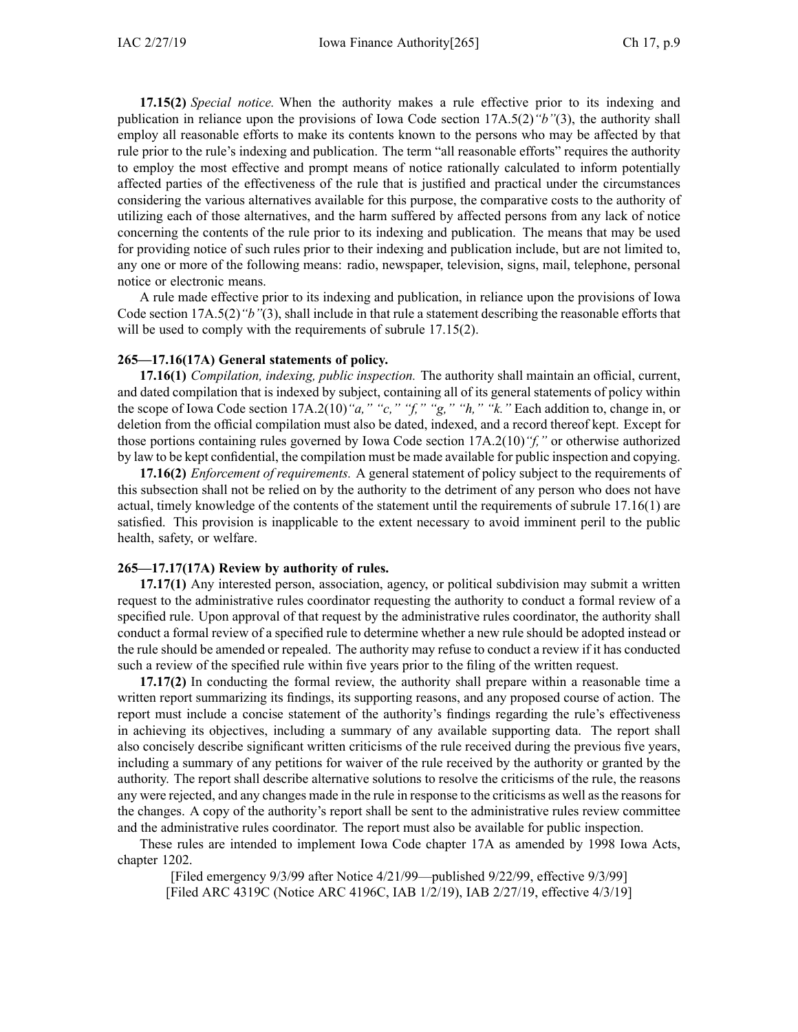**17.15(2)** *Special notice.* When the authority makes a rule effective prior to its indexing and publication in reliance upon the provisions of Iowa Code section 17A.5(2)*"b"*(3), the authority shall employ all reasonable efforts to make its contents known to the persons who may be affected by that rule prior to the rule's indexing and publication. The term "all reasonable efforts" requires the authority to employ the most effective and prompt means of notice rationally calculated to inform potentially affected parties of the effectiveness of the rule that is justified and practical under the circumstances considering the various alternatives available for this purpose, the comparative costs to the authority of utilizing each of those alternatives, and the harm suffered by affected persons from any lack of notice concerning the contents of the rule prior to its indexing and publication. The means that may be used for providing notice of such rules prior to their indexing and publication include, but are not limited to, any one or more of the following means: radio, newspaper, television, signs, mail, telephone, personal notice or electronic means.

A rule made effective prior to its indexing and publication, in reliance upon the provisions of Iowa Code section 17A.5(2)*"b"*(3), shall include in that rule a statement describing the reasonable efforts that will be used to comply with the requirements of subrule 17.15(2).

### 265—17.16(17A) General statements of policy.

**17.16(1)** *Compilation, indexing, public inspection.* The authority shall maintain an official, current, and dated compilation that is indexed by subject, containing all of its general statements of policy within the scope of Iowa Code section 17A.2(10)*"a," "c," "f," "g," "h," "k."* Each addition to, change in, or deletion from the official compilation must also be dated, indexed, and a record thereof kept. Except for those portions containing rules governed by Iowa Code section 17A.2(10)*"f,"* or otherwise authorized by law to be kept confidential, the compilation must be made available for public inspection and copying.

**17.16(2)** *Enforcement of requirements.* A general statement of policy subject to the requirements of this subsection shall not be relied on by the authority to the detriment of any person who does not have actual, timely knowledge of the contents of the statement until the requirements of subrule 17.16(1) are satisfied. This provision is inapplicable to the extent necessary to avoid imminent peril to the public health, safety, or welfare.

### 265—17.17(17A) Review by authority of rules.

**17.17(1)** Any interested person, association, agency, or political subdivision may submit a written request to the administrative rules coordinator requesting the authority to conduct a formal review of a specified rule. Upon approval of that request by the administrative rules coordinator, the authority shall conduct a formal review of a specified rule to determine whether a new rule should be adopted instead or the rule should be amended or repealed. The authority may refuse to conduct a review if it has conducted such a review of the specified rule within five years prior to the filing of the written request.

**17.17(2)** In conducting the formal review, the authority shall prepare within a reasonable time a written report summarizing its findings, its supporting reasons, and any proposed course of action. The report must include a concise statement of the authority's findings regarding the rule's effectiveness in achieving its objectives, including a summary of any available supporting data. The report shall also concisely describe significant written criticisms of the rule received during the previous five years, including a summary of any petitions for waiver of the rule received by the authority or granted by the authority. The report shall describe alternative solutions to resolve the criticisms of the rule, the reasons any were rejected, and any changes made in the rule in response to the criticisms as well as the reasons for the changes. A copy of the authority's report shall be sent to the administrative rules review committee and the administrative rules coordinator. The report must also be available for public inspection.

These rules are intended to implement Iowa Code chapter 17A as amended by 1998 Iowa Acts, chapter 1202.

[Filed emergency 9/3/99 after Notice 4/21/99—published 9/22/99, effective 9/3/99]
[Filed ARC 4319C (Notice ARC 4196C, IAB 1/2/19), IAB 2/27/19, effective 4/3/19]